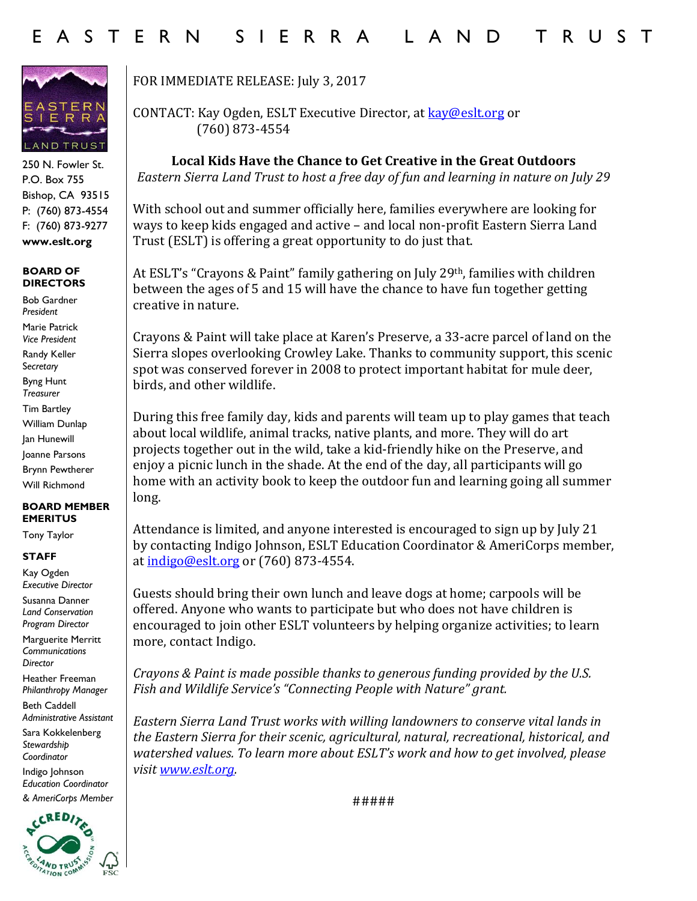# EASTERN SIERRA LAND TRUST

250 N. Fowler St.
P.O. Box 755
Bishop, CA 93515
P: (760) 873-4554
F: (760) 873-9277
**www.eslt.org**

**BOARD OF DIRECTORS**

Bob Gardner
*President*

Marie Patrick
*Vice President*

Randy Keller
*Secretary*

Byng Hunt
*Treasurer*

Tim Bartley

William Dunlap

Jan Hunewill

Joanne Parsons

Brynn Pewtherer

Will Richmond

**BOARD MEMBER EMERITUS**

Tony Taylor

**STAFF**

Kay Ogden
*Executive Director*

Susanna Danner
*Land Conservation Program Director*

Marguerite Merritt
*Communications Director*

Heather Freeman
*Philanthropy Manager*

Beth Caddell
*Administrative Assistant*

Sara Kokkelenberg
*Stewardship Coordinator*

Indigo Johnson
*Education Coordinator & AmeriCorps Member*

FOR IMMEDIATE RELEASE: July 3, 2017

CONTACT: Kay Ogden, ESLT Executive Director, at kay@eslt.org or (760) 873-4554

**Local Kids Have the Chance to Get Creative in the Great Outdoors**

*Eastern Sierra Land Trust to host a free day of fun and learning in nature on July 29*

With school out and summer officially here, families everywhere are looking for ways to keep kids engaged and active – and local non-profit Eastern Sierra Land Trust (ESLT) is offering a great opportunity to do just that.

At ESLT's "Crayons & Paint" family gathering on July 29th, families with children between the ages of 5 and 15 will have the chance to have fun together getting creative in nature.

Crayons & Paint will take place at Karen's Preserve, a 33-acre parcel of land on the Sierra slopes overlooking Crowley Lake. Thanks to community support, this scenic spot was conserved forever in 2008 to protect important habitat for mule deer, birds, and other wildlife.

During this free family day, kids and parents will team up to play games that teach about local wildlife, animal tracks, native plants, and more. They will do art projects together out in the wild, take a kid-friendly hike on the Preserve, and enjoy a picnic lunch in the shade. At the end of the day, all participants will go home with an activity book to keep the outdoor fun and learning going all summer long.

Attendance is limited, and anyone interested is encouraged to sign up by July 21 by contacting Indigo Johnson, ESLT Education Coordinator & AmeriCorps member, at indigo@eslt.org or (760) 873-4554.

Guests should bring their own lunch and leave dogs at home; carpools will be offered. Anyone who wants to participate but who does not have children is encouraged to join other ESLT volunteers by helping organize activities; to learn more, contact Indigo.

*Crayons & Paint is made possible thanks to generous funding provided by the U.S. Fish and Wildlife Service's "Connecting People with Nature" grant.*

*Eastern Sierra Land Trust works with willing landowners to conserve vital lands in the Eastern Sierra for their scenic, agricultural, natural, recreational, historical, and watershed values. To learn more about ESLT's work and how to get involved, please visit www.eslt.org.*

#####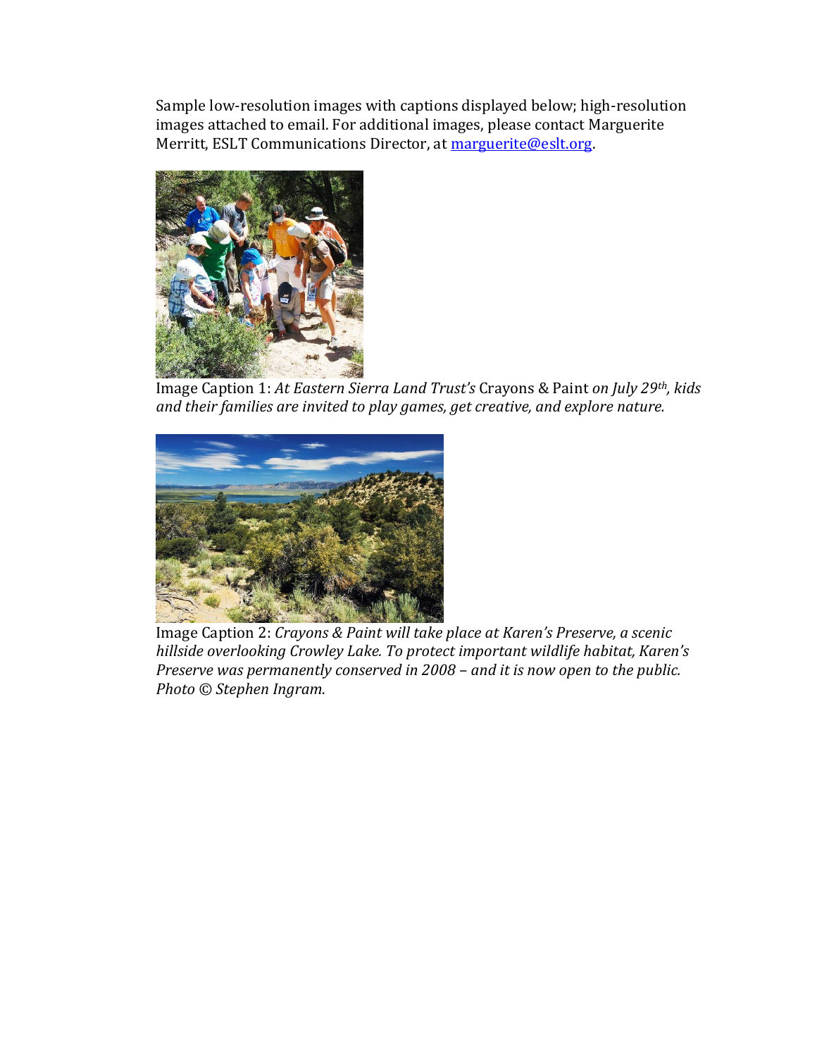Sample low-resolution images with captions displayed below; high-resolution images attached to email. For additional images, please contact Marguerite Merritt, ESLT Communications Director, at [marguerite@eslt.org](mailto:marguerite@eslt.org).

Image Caption 1: *At Eastern Sierra Land Trust's* Crayons & Paint *on July 29th, kids and their families are invited to play games, get creative, and explore nature.*

Image Caption 2: *Crayons & Paint will take place at Karen's Preserve, a scenic hillside overlooking Crowley Lake. To protect important wildlife habitat, Karen's Preserve was permanently conserved in 2008 – and it is now open to the public. Photo © Stephen Ingram.*